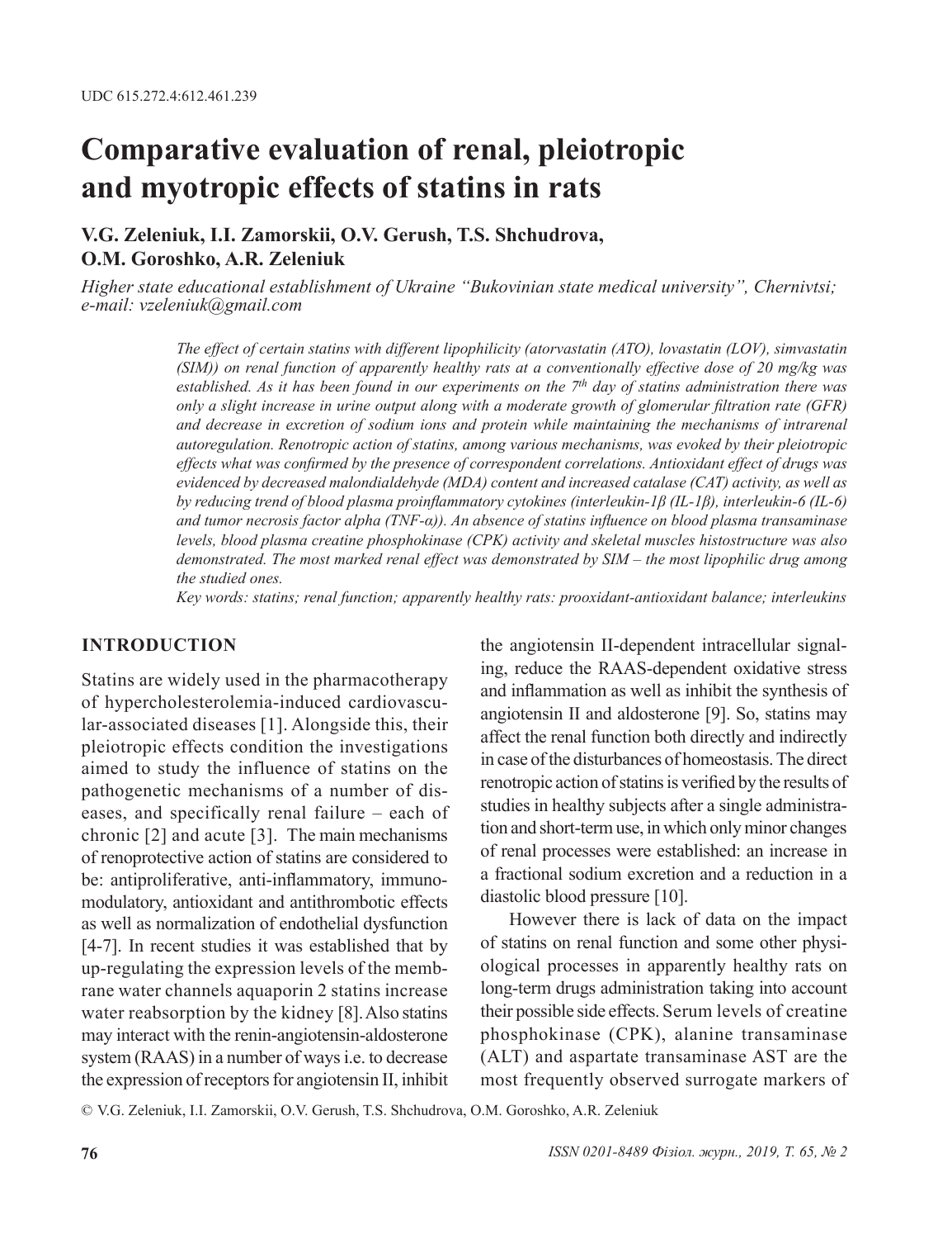UDC 615.272.4:612.461.239

# Comparative evaluation of renal, pleiotropic and myotropic effects of statins in rats

## V.G. Zeleniuk, I.I. Zamorskii, O.V. Gerush, T.S. Shchudrova, O.M. Goroshko, A.R. Zeleniuk

*Higher state educational establishment of Ukraine "Bukovinian state medical university", Chernivtsi; e-mail: vzeleniuk@gmail.com*

*The effect of certain statins with different lipophilicity (atorvastatin (ATO), lovastatin (LOV), simvastatin (SIM)) on renal function of apparently healthy rats at a conventionally effective dose of 20 mg/kg was established. As it has been found in our experiments on the 7th day of statins administration there was only a slight increase in urine output along with a moderate growth of glomerular filtration rate (GFR) and decrease in excretion of sodium ions and protein while maintaining the mechanisms of intrarenal autoregulation. Renotropic action of statins, among various mechanisms, was evoked by their pleiotropic effects what was confirmed by the presence of correspondent correlations. Antioxidant effect of drugs was evidenced by decreased malondialdehyde (MDA) content and increased catalase (CAT) activity, as well as by reducing trend of blood plasma proinflammatory cytokines (interleukin-1β (IL-1β), interleukin-6 (IL-6) and tumor necrosis factor alpha (TNF-α)). An absence of statins influence on blood plasma transaminase levels, blood plasma creatine phosphokinase (CPK) activity and skeletal muscles histostructure was also demonstrated. The most marked renal effect was demonstrated by SIM – the most lipophilic drug among the studied ones.*

*Key words: statins; renal function; apparently healthy rats: prooxidant-antioxidant balance; interleukins*

## INTRODUCTION

Statins are widely used in the pharmacotherapy of hypercholesterolemia-induced cardiovascular-associated diseases [1]. Alongside this, their pleiotropic effects condition the investigations aimed to study the influence of statins on the pathogenetic mechanisms of a number of diseases, and specifically renal failure – each of chronic [2] and acute [3]. The main mechanisms of renoprotective action of statins are considered to be: antiproliferative, anti-inflammatory, immunomodulatory, antioxidant and antithrombotic effects as well as normalization of endothelial dysfunction [4-7]. In recent studies it was established that by up-regulating the expression levels of the membrane water channels aquaporin 2 statins increase water reabsorption by the kidney [8]. Also statins may interact with the renin-angiotensin-aldosterone system (RAAS) in a number of ways i.e. to decrease the expression of receptors for angiotensin II, inhibit the angiotensin II-dependent intracellular signaling, reduce the RAAS-dependent oxidative stress and inflammation as well as inhibit the synthesis of angiotensin II and aldosterone [9]. So, statins may affect the renal function both directly and indirectly in case of the disturbances of homeostasis. The direct renotropic action of statins is verified by the results of studies in healthy subjects after a single administration and short-term use, in which only minor changes of renal processes were established: an increase in a fractional sodium excretion and a reduction in a diastolic blood pressure [10].

However there is lack of data on the impact of statins on renal function and some other physiological processes in apparently healthy rats on long-term drugs administration taking into account their possible side effects. Serum levels of creatine phosphokinase (CPK), alanine transaminase (ALT) and aspartate transaminase AST are the most frequently observed surrogate markers of

© V.G. Zeleniuk, I.I. Zamorskii, O.V. Gerush, T.S. Shchudrova, O.M. Goroshko, A.R. Zeleniuk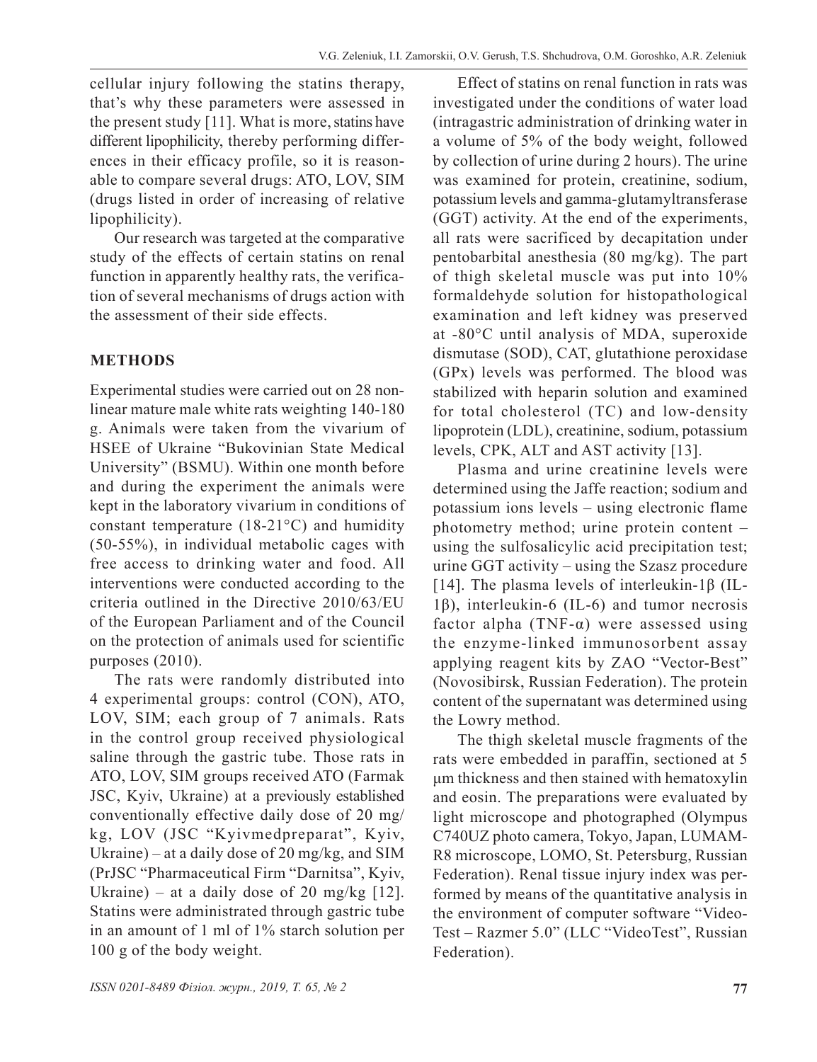cellular injury following the statins therapy, that's why these parameters were assessed in the present study [11]. What is more, statins have different lipophilicity, thereby performing differences in their efficacy profile, so it is reasonable to compare several drugs: ATO, LOV, SIM (drugs listed in order of increasing of relative lipophilicity).

Our research was targeted at the comparative study of the effects of certain statins on renal function in apparently healthy rats, the verification of several mechanisms of drugs action with the assessment of their side effects.

## METHODS

Experimental studies were carried out on 28 nonlinear mature male white rats weighting 140-180 g. Animals were taken from the vivarium of HSEE of Ukraine "Bukovinian State Medical University" (BSMU). Within one month before and during the experiment the animals were kept in the laboratory vivarium in conditions of constant temperature (18-21°C) and humidity (50-55%), in individual metabolic cages with free access to drinking water and food. All interventions were conducted according to the criteria outlined in the Directive 2010/63/EU of the European Parliament and of the Council on the protection of animals used for scientific purposes (2010).

The rats were randomly distributed into 4 experimental groups: control (CON), ATO, LOV, SIM; each group of 7 animals. Rats in the control group received physiological saline through the gastric tube. Those rats in ATO, LOV, SIM groups received ATO (Farmak JSC, Kyiv, Ukraine) at a previously established conventionally effective daily dose of 20 mg/kg, LOV (JSC "Kyivmedpreparat", Kyiv, Ukraine) – at a daily dose of 20 mg/kg, and SIM (PrJSC "Pharmaceutical Firm "Darnitsa", Kyiv, Ukraine) – at a daily dose of 20 mg/kg [12]. Statins were administrated through gastric tube in an amount of 1 ml of 1% starch solution per 100 g of the body weight.

Effect of statins on renal function in rats was investigated under the conditions of water load (intragastric administration of drinking water in a volume of 5% of the body weight, followed by collection of urine during 2 hours). The urine was examined for protein, creatinine, sodium, potassium levels and gamma-glutamyltransferase (GGT) activity. At the end of the experiments, all rats were sacrificed by decapitation under pentobarbital anesthesia (80 mg/kg). The part of thigh skeletal muscle was put into 10% formaldehyde solution for histopathological examination and left kidney was preserved at -80°C until analysis of MDA, superoxide dismutase (SOD), CAT, glutathione peroxidase (GPx) levels was performed. The blood was stabilized with heparin solution and examined for total cholesterol (TC) and low-density lipoprotein (LDL), creatinine, sodium, potassium levels, CPK, ALT and AST activity [13].

Plasma and urine creatinine levels were determined using the Jaffe reaction; sodium and potassium ions levels – using electronic flame photometry method; urine protein content – using the sulfosalicylic acid precipitation test; urine GGT activity – using the Szasz procedure [14]. The plasma levels of interleukin-1β (IL-1β), interleukin-6 (IL-6) and tumor necrosis factor alpha (TNF-α) were assessed using the enzyme-linked immunosorbent assay applying reagent kits by ZAO "Vector-Best" (Novosibirsk, Russian Federation). The protein content of the supernatant was determined using the Lowry method.

The thigh skeletal muscle fragments of the rats were embedded in paraffin, sectioned at 5 μm thickness and then stained with hematoxylin and eosin. The preparations were evaluated by light microscope and photographed (Olympus C740UZ photo camera, Tokyo, Japan, LUMAM-R8 microscope, LOMO, St. Petersburg, Russian Federation). Renal tissue injury index was performed by means of the quantitative analysis in the environment of computer software "Video-Test – Razmer 5.0" (LLC "VideoTest", Russian Federation).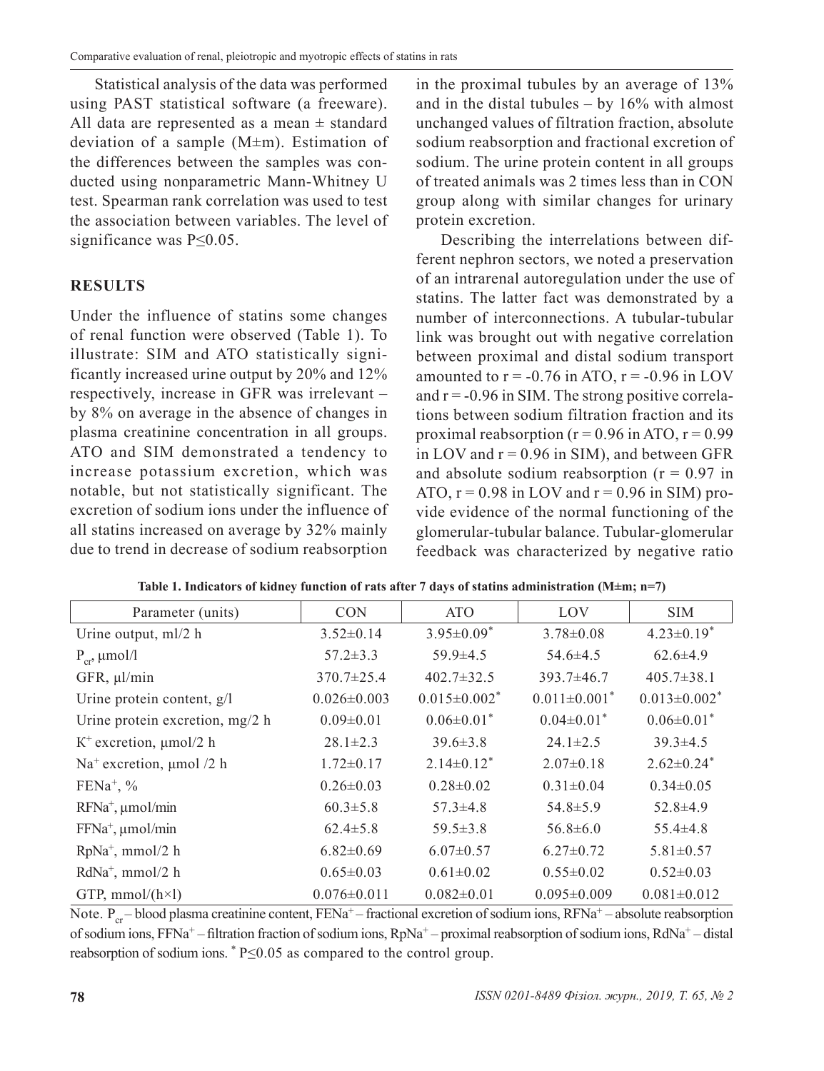Statistical analysis of the data was performed using PAST statistical software (a freeware). All data are represented as a mean ± standard deviation of a sample (M±m). Estimation of the differences between the samples was conducted using nonparametric Mann-Whitney U test. Spearman rank correlation was used to test the association between variables. The level of significance was $P \leq 0.05$.

## RESULTS

Under the influence of statins some changes of renal function were observed (Table 1). To illustrate: SIM and ATO statistically significantly increased urine output by 20% and 12% respectively, increase in GFR was irrelevant – by 8% on average in the absence of changes in plasma creatinine concentration in all groups. ATO and SIM demonstrated a tendency to increase potassium excretion, which was notable, but not statistically significant. The excretion of sodium ions under the influence of all statins increased on average by 32% mainly due to trend in decrease of sodium reabsorption in the proximal tubules by an average of 13% and in the distal tubules – by 16% with almost unchanged values of filtration fraction, absolute sodium reabsorption and fractional excretion of sodium. The urine protein content in all groups of treated animals was 2 times less than in CON group along with similar changes for urinary protein excretion.

Describing the interrelations between different nephron sectors, we noted a preservation of an intrarenal autoregulation under the use of statins. The latter fact was demonstrated by a number of interconnections. A tubular-tubular link was brought out with negative correlation between proximal and distal sodium transport amounted to $r = -0.76$ in ATO, $r = -0.96$ in LOV and $r = -0.96$ in SIM. The strong positive correlations between sodium filtration fraction and its proximal reabsorption ($r = 0.96$ in ATO, $r = 0.99$ in LOV and $r = 0.96$ in SIM), and between GFR and absolute sodium reabsorption ($r = 0.97$ in ATO, $r = 0.98$ in LOV and $r = 0.96$ in SIM) provide evidence of the normal functioning of the glomerular-tubular balance. Tubular-glomerular feedback was characterized by negative ratio

**Table 1. Indicators of kidney function of rats after 7 days of statins administration (M±m; n=7)**

| Parameter (units) | CON | ATO | LOV | SIM |
|---|---|---|---|---|
| Urine output, ml/2 h | 3.52±0.14 | 3.95±0.09* | 3.78±0.08 | 4.23±0.19* |
| $P_{cr}$, μmol/l | 57.2±3.3 | 59.9±4.5 | 54.6±4.5 | 62.6±4.9 |
| GFR, μl/min | 370.7±25.4 | 402.7±32.5 | 393.7±46.7 | 405.7±38.1 |
| Urine protein content, g/l | 0.026±0.003 | 0.015±0.002* | 0.011±0.001* | 0.013±0.002* |
| Urine protein excretion, mg/2 h | 0.09±0.01 | 0.06±0.01* | 0.04±0.01* | 0.06±0.01* |
| $K^+$ excretion, μmol/2 h | 28.1±2.3 | 39.6±3.8 | 24.1±2.5 | 39.3±4.5 |
| $Na^+$ excretion, μmol /2 h | 1.72±0.17 | 2.14±0.12* | 2.07±0.18 | 2.62±0.24* |
| $FENa^+$, % | 0.26±0.03 | 0.28±0.02 | 0.31±0.04 | 0.34±0.05 |
| $RFNa^+$, μmol/min | 60.3±5.8 | 57.3±4.8 | 54.8±5.9 | 52.8±4.9 |
| $FFNa^+$, μmol/min | 62.4±5.8 | 59.5±3.8 | 56.8±6.0 | 55.4±4.8 |
| $RpNa^+$, mmol/2 h | 6.82±0.69 | 6.07±0.57 | 6.27±0.72 | 5.81±0.57 |
| $RdNa^+$, mmol/2 h | 0.65±0.03 | 0.61±0.02 | 0.55±0.02 | 0.52±0.03 |
| GTP, mmol/(h×l) | 0.076±0.011 | 0.082±0.01 | 0.095±0.009 | 0.081±0.012 |

Note. $P_{cr}$ – blood plasma creatinine content, $FENa^+$ – fractional excretion of sodium ions, $RFNa^+$ – absolute reabsorption of sodium ions, $FFNa^+$ – filtration fraction of sodium ions, $RpNa^+$ – proximal reabsorption of sodium ions, $RdNa^+$ – distal reabsorption of sodium ions. * $P \leq 0.05$ as compared to the control group.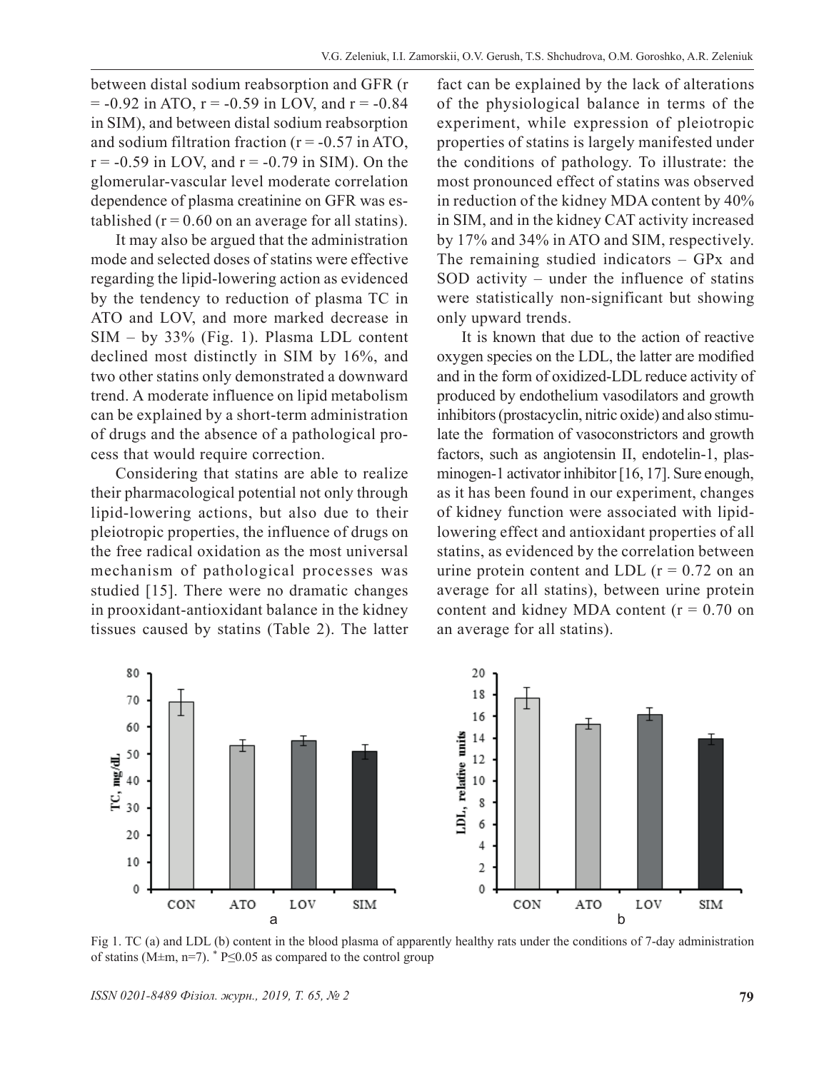between distal sodium reabsorption and GFR ($r = -0.92$ in ATO, $r = -0.59$ in LOV, and $r = -0.84$ in SIM), and between distal sodium reabsorption and sodium filtration fraction ($r = -0.57$ in ATO, $r = -0.59$ in LOV, and $r = -0.79$ in SIM). On the glomerular-vascular level moderate correlation dependence of plasma creatinine on GFR was established ($r = 0.60$ on an average for all statins).

It may also be argued that the administration mode and selected doses of statins were effective regarding the lipid-lowering action as evidenced by the tendency to reduction of plasma TC in ATO and LOV, and more marked decrease in SIM – by 33% (Fig. 1). Plasma LDL content declined most distinctly in SIM by 16%, and two other statins only demonstrated a downward trend. A moderate influence on lipid metabolism can be explained by a short-term administration of drugs and the absence of a pathological process that would require correction.

Considering that statins are able to realize their pharmacological potential not only through lipid-lowering actions, but also due to their pleiotropic properties, the influence of drugs on the free radical oxidation as the most universal mechanism of pathological processes was studied [15]. There were no dramatic changes in prooxidant-antioxidant balance in the kidney tissues caused by statins (Table 2). The latter fact can be explained by the lack of alterations of the physiological balance in terms of the experiment, while expression of pleiotropic properties of statins is largely manifested under the conditions of pathology. To illustrate: the most pronounced effect of statins was observed in reduction of the kidney MDA content by 40% in SIM, and in the kidney CAT activity increased by 17% and 34% in ATO and SIM, respectively. The remaining studied indicators – GPx and SOD activity – under the influence of statins were statistically non-significant but showing only upward trends.

It is known that due to the action of reactive oxygen species on the LDL, the latter are modified and in the form of oxidized-LDL reduce activity of produced by endothelium vasodilators and growth inhibitors (prostacyclin, nitric oxide) and also stimulate the formation of vasoconstrictors and growth factors, such as angiotensin II, endotelin-1, plasminogen-1 activator inhibitor [16, 17]. Sure enough, as it has been found in our experiment, changes of kidney function were associated with lipid-lowering effect and antioxidant properties of all statins, as evidenced by the correlation between urine protein content and LDL ($r = 0.72$ on an average for all statins), between urine protein content and kidney MDA content ($r = 0.70$ on an average for all statins).

TC, mg/dL
80
70
60
50
40
30
20
10
0
CON ATO LOV SIM
a

LDL, relative units
20
18
16
14
12
10
8
6
4
2
0
CON ATO LOV SIM
b

Fig 1. TC (a) and LDL (b) content in the blood plasma of apparently healthy rats under the conditions of 7-day administration of statins (M±m, n=7). * P≤0.05 as compared to the control group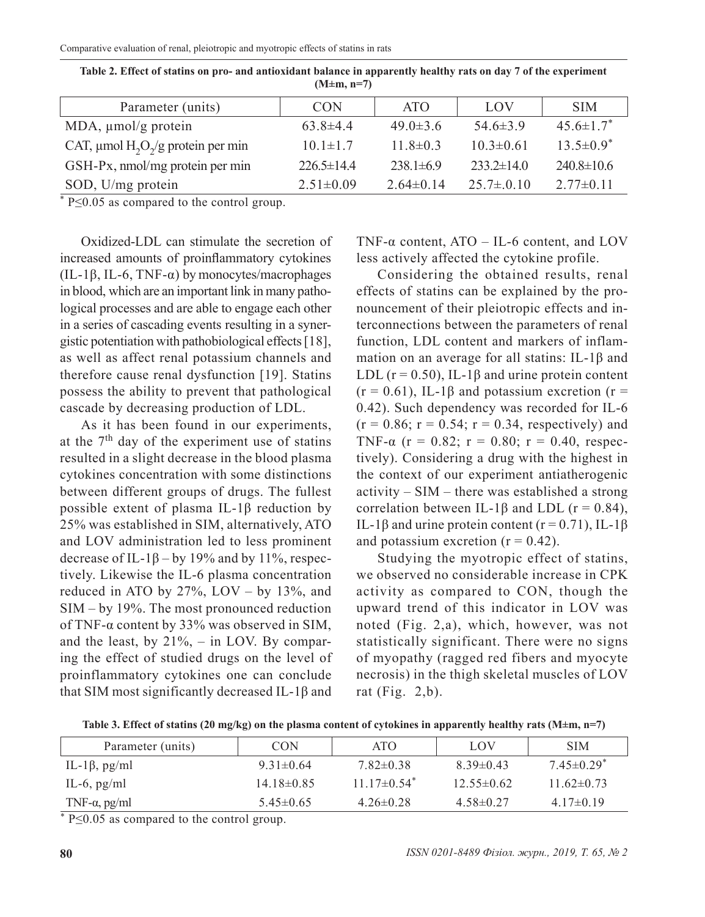**Table 2. Effect of statins on pro- and antioxidant balance in apparently healthy rats on day 7 of the experiment (M±m, n=7)**

| Parameter (units) | CON | ATO | LOV | SIM |
|---|---|---|---|---|
| MDA, μmol/g protein | 63.8±4.4 | 49.0±3.6 | 54.6±3.9 | 45.6±1.7* |
| CAT, μmol $H_2O_2$/g protein per min | 10.1±1.7 | 11.8±0.3 | 10.3±0.61 | 13.5±0.9* |
| GSH-Px, nmol/mg protein per min | 226.5±14.4 | 238.1±6.9 | 233.2±14.0 | 240.8±10.6 |
| SOD, U/mg protein | 2.51±0.09 | 2.64±0.14 | 25.7±.0.10 | 2.77±0.11 |

* P≤0.05 as compared to the control group.

Oxidized-LDL can stimulate the secretion of increased amounts of proinflammatory cytokines (IL-1β, IL-6, TNF-α) by monocytes/macrophages in blood, which are an important link in many pathological processes and are able to engage each other in a series of cascading events resulting in a synergistic potentiation with pathobiological effects [18], as well as affect renal potassium channels and therefore cause renal dysfunction [19]. Statins possess the ability to prevent that pathological cascade by decreasing production of LDL.

As it has been found in our experiments, at the 7th day of the experiment use of statins resulted in a slight decrease in the blood plasma cytokines concentration with some distinctions between different groups of drugs. The fullest possible extent of plasma IL-1β reduction by 25% was established in SIM, alternatively, ATO and LOV administration led to less prominent decrease of IL-1β – by 19% and by 11%, respectively. Likewise the IL-6 plasma concentration reduced in ATO by 27%, LOV – by 13%, and SIM – by 19%. The most pronounced reduction of TNF-α content by 33% was observed in SIM, and the least, by 21%, – in LOV. By comparing the effect of studied drugs on the level of proinflammatory cytokines one can conclude that SIM most significantly decreased IL-1β and TNF-α content, ATO – IL-6 content, and LOV less actively affected the cytokine profile.

Considering the obtained results, renal effects of statins can be explained by the pronouncement of their pleiotropic effects and interconnections between the parameters of renal function, LDL content and markers of inflammation on an average for all statins: IL-1β and LDL ($r = 0.50$), IL-1β and urine protein content ($r = 0.61$), IL-1β and potassium excretion ($r = 0.42$). Such dependency was recorded for IL-6 ($r = 0.86$; $r = 0.54$; $r = 0.34$, respectively) and TNF-α ($r = 0.82$; $r = 0.80$; $r = 0.40$, respectively). Considering a drug with the highest in the context of our experiment antiatherogenic activity – SIM – there was established a strong correlation between IL-1β and LDL ($r = 0.84$), IL-1β and urine protein content ($r = 0.71$), IL-1β and potassium excretion ($r = 0.42$).

Studying the myotropic effect of statins, we observed no considerable increase in CPK activity as compared to CON, though the upward trend of this indicator in LOV was noted (Fig. 2,a), which, however, was not statistically significant. There were no signs of myopathy (ragged red fibers and myocyte necrosis) in the thigh skeletal muscles of LOV rat (Fig. 2,b).

**Table 3. Effect of statins (20 mg/kg) on the plasma content of cytokines in apparently healthy rats (M±m, n=7)**

| Parameter (units) | CON | ATO | LOV | SIM |
|---|---|---|---|---|
| IL-1β, pg/ml | 9.31±0.64 | 7.82±0.38 | 8.39±0.43 | 7.45±0.29* |
| IL-6, pg/ml | 14.18±0.85 | 11.17±0.54* | 12.55±0.62 | 11.62±0.73 |
| TNF-α, pg/ml | 5.45±0.65 | 4.26±0.28 | 4.58±0.27 | 4.17±0.19 |

* P≤0.05 as compared to the control group.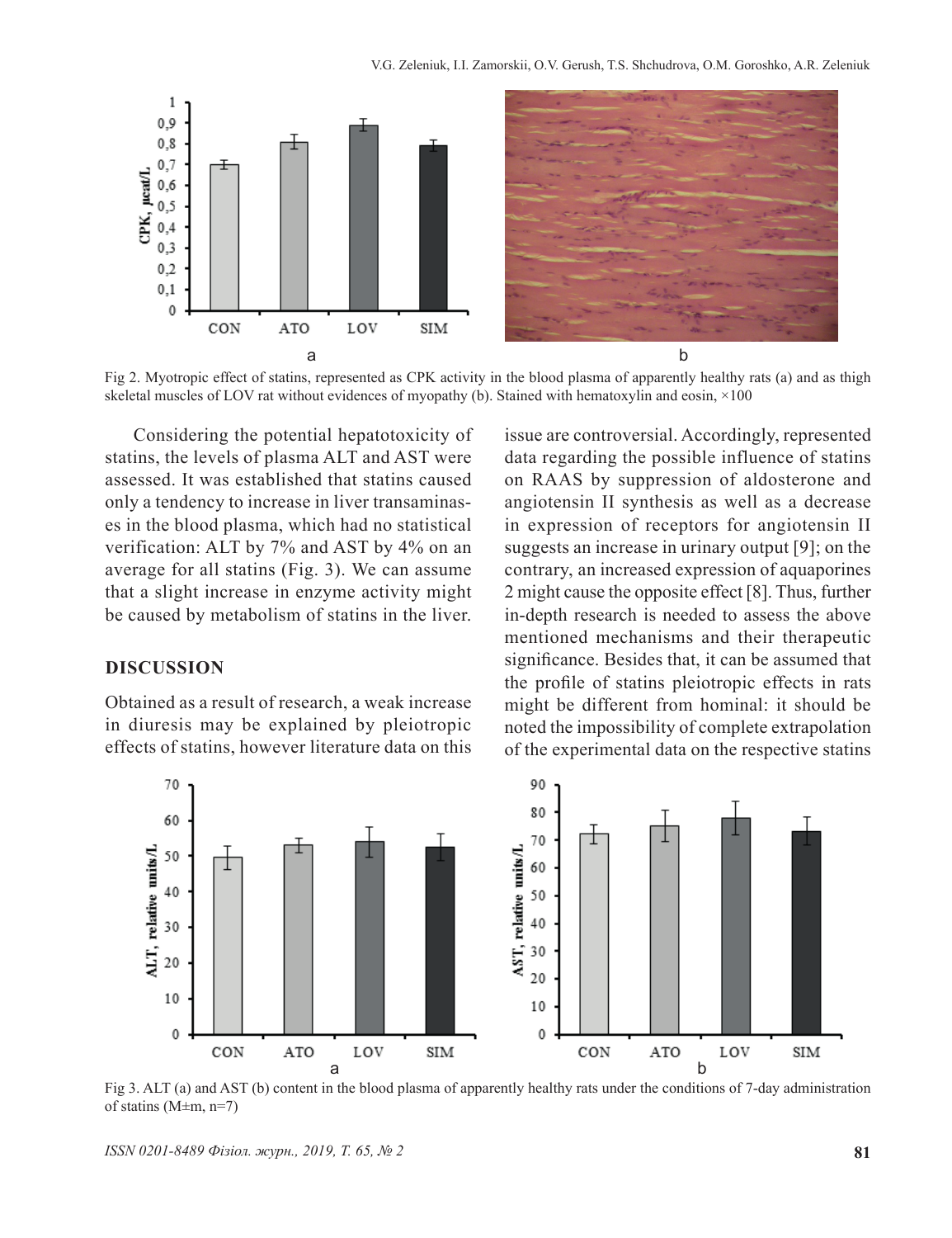1
0,9
0,8
0,7
0,6
0,5
0,4
0,3
0,2
0,1
0

CPK, µcat/L

CON ATO LOV SIM

a b

Fig 2. Myotropic effect of statins, represented as CPK activity in the blood plasma of apparently healthy rats (a) and as thigh skeletal muscles of LOV rat without evidences of myopathy (b). Stained with hematoxylin and eosin, ×100

Considering the potential hepatotoxicity of statins, the levels of plasma ALT and AST were assessed. It was established that statins caused only a tendency to increase in liver transaminases in the blood plasma, which had no statistical verification: ALT by 7% and AST by 4% on an average for all statins (Fig. 3). We can assume that a slight increase in enzyme activity might be caused by metabolism of statins in the liver.

## DISCUSSION

Obtained as a result of research, a weak increase in diuresis may be explained by pleiotropic effects of statins, however literature data on this issue are controversial. Accordingly, represented data regarding the possible influence of statins on RAAS by suppression of aldosterone and angiotensin II synthesis as well as a decrease in expression of receptors for angiotensin II suggests an increase in urinary output [9]; on the contrary, an increased expression of aquaporines 2 might cause the opposite effect [8]. Thus, further in-depth research is needed to assess the above mentioned mechanisms and their therapeutic significance. Besides that, it can be assumed that the profile of statins pleiotropic effects in rats might be different from hominal: it should be noted the impossibility of complete extrapolation of the experimental data on the respective statins

70
60
50
40
30
20
10
0

ALT, relative units/L

CON ATO LOV SIM

a

90
80
70
60
50
40
30
20
10
0

AST, relative units/L

CON ATO LOV SIM

b

Fig 3. ALT (a) and AST (b) content in the blood plasma of apparently healthy rats under the conditions of 7-day administration of statins (M±m, n=7)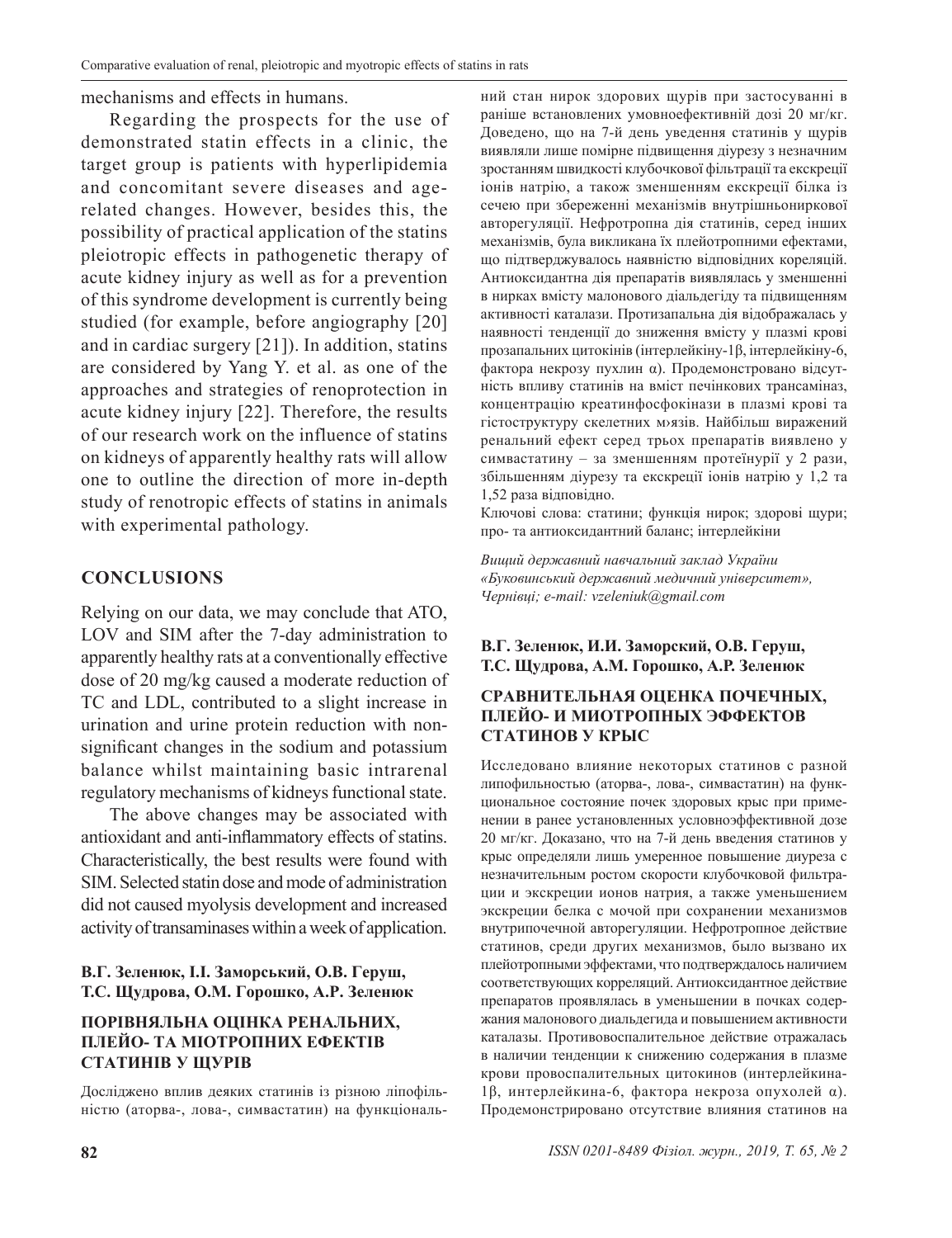mechanisms and effects in humans.

Regarding the prospects for the use of demonstrated statin effects in a clinic, the target group is patients with hyperlipidemia and concomitant severe diseases and age-related changes. However, besides this, the possibility of practical application of the statins pleiotropic effects in pathogenetic therapy of acute kidney injury as well as for a prevention of this syndrome development is currently being studied (for example, before angiography [20] and in cardiac surgery [21]). In addition, statins are considered by Yang Y. et al. as one of the approaches and strategies of renoprotection in acute kidney injury [22]. Therefore, the results of our research work on the influence of statins on kidneys of apparently healthy rats will allow one to outline the direction of more in-depth study of renotropic effects of statins in animals with experimental pathology.

## CONCLUSIONS

Relying on our data, we may conclude that ATO, LOV and SIM after the 7-day administration to apparently healthy rats at a conventionally effective dose of 20 mg/kg caused a moderate reduction of TC and LDL, contributed to a slight increase in urination and urine protein reduction with non-significant changes in the sodium and potassium balance whilst maintaining basic intrarenal regulatory mechanisms of kidneys functional state.

The above changes may be associated with antioxidant and anti-inflammatory effects of statins. Characteristically, the best results were found with SIM. Selected statin dose and mode of administration did not caused myolysis development and increased activity of transaminases within a week of application.

**В.Г. Зеленюк, І.І. Заморський, О.В. Геруш, Т.С. Щудрова, О.М. Горошко, А.Р. Зеленюк**

### ПОРІВНЯЛЬНА ОЦІНКА РЕНАЛЬНИХ, ПЛЕЙО- ТА МІОТРОПНИХ ЕФЕКТІВ СТАТИНІВ У ЩУРІВ

Досліджено вплив деяких статинів із різною ліпофільністю (аторва-, лова-, симвастатин) на функціональний стан нирок здорових щурів при застосуванні в раніше встановлених умовноефективній дозі 20 мг/кг. Доведено, що на 7-й день уведення статинів у щурів виявляли лише помірне підвищення діурезу з незначним зростанням швидкості клубочкової фільтрації та екскреції іонів натрію, а також зменшенням екскреції білка із сечею при збереженні механізмів внутрішньониркової авторегуляції. Нефротропна дія статинів, серед інших механізмів, була викликана їх плейотропними ефектами, що підтверджувалось наявністю відповідних кореляцій. Антиоксидантна дія препаратів виявлялась у зменшенні в нирках вмісту малонового діальдегіду та підвищенням активності каталази. Протизапальна дія відображалась у наявності тенденції до зниження вмісту у плазмі крові прозапальних цитокінів (інтерлейкіну-1β, інтерлейкіну-6, фактора некрозу пухлин α). Продемонстровано відсутність впливу статинів на вміст печінкових трансаміназ, концентрацію креатинфосфокінази в плазмі крові та гістоструктуру скелетних м›язів. Найбільш виражений ренальний ефект серед трьох препаратів виявлено у симвастатину – за зменшенням протеїнурії у 2 рази, збільшенням діурезу та екскреції іонів натрію у 1,2 та 1,52 раза відповідно.

Ключові слова: статини; функція нирок; здорові щури; про- та антиоксидантний баланс; інтерлейкіни

*Вищий державний навчальний заклад України «Буковинський державний медичний університет», Чернівці; e-mail: vzeleniuk@gmail.com*

**В.Г. Зеленюк, И.И. Заморский, О.В. Геруш, Т.С. Щудрова, А.М. Горошко, А.Р. Зеленюк**

### СРАВНИТЕЛЬНАЯ ОЦЕНКА ПОЧЕЧНЫХ, ПЛЕЙО- И МИОТРОПНЫХ ЭФФЕКТОВ СТАТИНОВ У КРЫС

Исследовано влияние некоторых статинов с разной липофильностью (аторва-, лова-, симвастатин) на функциональное состояние почек здоровых крыс при применении в ранее установленных условноэффективной дозе 20 мг/кг. Доказано, что на 7-й день введения статинов у крыс определяли лишь умеренное повышение диуреза с незначительным ростом скорости клубочковой фильтрации и экскреции ионов натрия, а также уменьшением экскреции белка с мочой при сохранении механизмов внутрипочечной авторегуляции. Нефротропное действие статинов, среди других механизмов, было вызвано их плейотропными эффектами, что подтверждалось наличием соответствующих корреляций. Антиоксидантное действие препаратов проявлялась в почках содержания малонового диальдегида и повышением активности каталазы. Противовоспалительное действие отражалась в наличии тенденции к снижению содержания в плазме крови провоспалительных цитокинов (интерлейкина-1β, интерлейкина-6, фактора некроза опухолей α). Продемонстрировано отсутствие влияния статинов на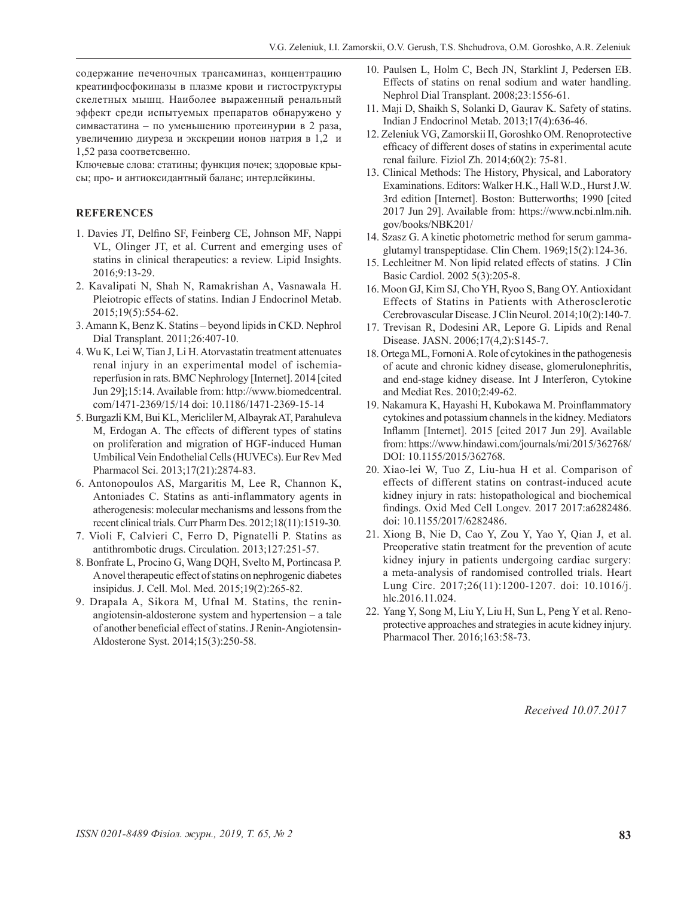содержание печеночных трансаминаз, концентрацию креатинфосфокиназы в плазме крови и гистоструктуры скелетных мышц. Наиболее выраженный ренальный эффект среди испытуемых препаратов обнаружено у симвастатина – по уменьшению протеинурии в 2 раза, увеличению диуреза и экскреции ионов натрия в 1,2 и 1,52 раза соответсвенно.

Ключевые слова: статины; функция почек; здоровые крысы; про- и антиоксидантный баланс; интерлейкины.

## REFERENCES

1. Davies JT, Delfino SF, Feinberg CE, Johnson MF, Nappi VL, Olinger JT, et al. Current and emerging uses of statins in clinical therapeutics: a review. Lipid Insights. 2016;9:13-29.
2. Kavalipati N, Shah N, Ramakrishan A, Vasnawala H. Pleiotropic effects of statins. Indian J Endocrinol Metab. 2015;19(5):554-62.
3. Amann K, Benz K. Statins – beyond lipids in CKD. Nephrol Dial Transplant. 2011;26:407-10.
4. Wu K, Lei W, Tian J, Li H. Atorvastatin treatment attenuates renal injury in an experimental model of ischemia-reperfusion in rats. BMC Nephrology [Internet]. 2014 [cited Jun 29];15:14. Available from: http://www.biomedcentral.com/1471-2369/15/14 doi: 10.1186/1471-2369-15-14
5. Burgazli KM, Bui KL, Mericliler M, Albayrak AT, Parahuleva M, Erdogan A. The effects of different types of statins on proliferation and migration of HGF-induced Human Umbilical Vein Endothelial Cells (HUVECs). Eur Rev Med Pharmacol Sci. 2013;17(21):2874-83.
6. Antonopoulos AS, Margaritis M, Lee R, Channon K, Antoniades C. Statins as anti-inflammatory agents in atherogenesis: molecular mechanisms and lessons from the recent clinical trials. Curr Pharm Des. 2012;18(11):1519-30.
7. Violi F, Calvieri C, Ferro D, Pignatelli P. Statins as antithrombotic drugs. Circulation. 2013;127:251-57.
8. Bonfrate L, Procino G, Wang DQH, Svelto M, Portincasa P. A novel therapeutic effect of statins on nephrogenic diabetes insipidus. J. Cell. Mol. Med. 2015;19(2):265-82.
9. Drapala A, Sikora M, Ufnal M. Statins, the renin-angiotensin-aldosterone system and hypertension – a tale of another beneficial effect of statins. J Renin-Angiotensin-Aldosterone Syst. 2014;15(3):250-58.
10. Paulsen L, Holm C, Bech JN, Starklint J, Pedersen EB. Effects of statins on renal sodium and water handling. Nephrol Dial Transplant. 2008;23:1556-61.
11. Maji D, Shaikh S, Solanki D, Gaurav K. Safety of statins. Indian J Endocrinol Metab. 2013;17(4):636-46.
12. Zeleniuk VG, Zamorskii II, Goroshko OM. Renoprotective efficacy of different doses of statins in experimental acute renal failure. Fiziol Zh. 2014;60(2): 75-81.
13. Clinical Methods: The History, Physical, and Laboratory Examinations. Editors: Walker H.K., Hall W.D., Hurst J.W. 3rd edition [Internet]. Boston: Butterworths; 1990 [cited 2017 Jun 29]. Available from: https://www.ncbi.nlm.nih.gov/books/NBK201/
14. Szasz G. A kinetic photometric method for serum gamma-glutamyl transpeptidase. Clin Chem. 1969;15(2):124-36.
15. Lechleitner M. Non lipid related effects of statins. J Clin Basic Cardiol. 2002 5(3):205-8.
16. Moon GJ, Kim SJ, Cho YH, Ryoo S, Bang OY. Antioxidant Effects of Statins in Patients with Atherosclerotic Cerebrovascular Disease. J Clin Neurol. 2014;10(2):140-7.
17. Trevisan R, Dodesini AR, Lepore G. Lipids and Renal Disease. JASN. 2006;17(4,2):S145-7.
18. Ortega ML, Fornoni A. Role of cytokines in the pathogenesis of acute and chronic kidney disease, glomerulonephritis, and end-stage kidney disease. Int J Interferon, Cytokine and Mediat Res. 2010;2:49-62.
19. Nakamura K, Hayashi H, Kubokawa M. Proinflammatory cytokines and potassium channels in the kidney. Mediators Inflamm [Internet]. 2015 [cited 2017 Jun 29]. Available from: https://www.hindawi.com/journals/mi/2015/362768/ DOI: 10.1155/2015/362768.
20. Xiao-lei W, Tuo Z, Liu-hua H et al. Comparison of effects of different statins on contrast-induced acute kidney injury in rats: histopathological and biochemical findings. Oxid Med Cell Longev. 2017 2017:a6282486. doi: 10.1155/2017/6282486.
21. Xiong B, Nie D, Cao Y, Zou Y, Yao Y, Qian J, et al. Preoperative statin treatment for the prevention of acute kidney injury in patients undergoing cardiac surgery: a meta-analysis of randomised controlled trials. Heart Lung Circ. 2017;26(11):1200-1207. doi: 10.1016/j.hlc.2016.11.024.
22. Yang Y, Song M, Liu Y, Liu H, Sun L, Peng Y et al. Renoprotective approaches and strategies in acute kidney injury. Pharmacol Ther. 2016;163:58-73.

*Received 10.07.2017*